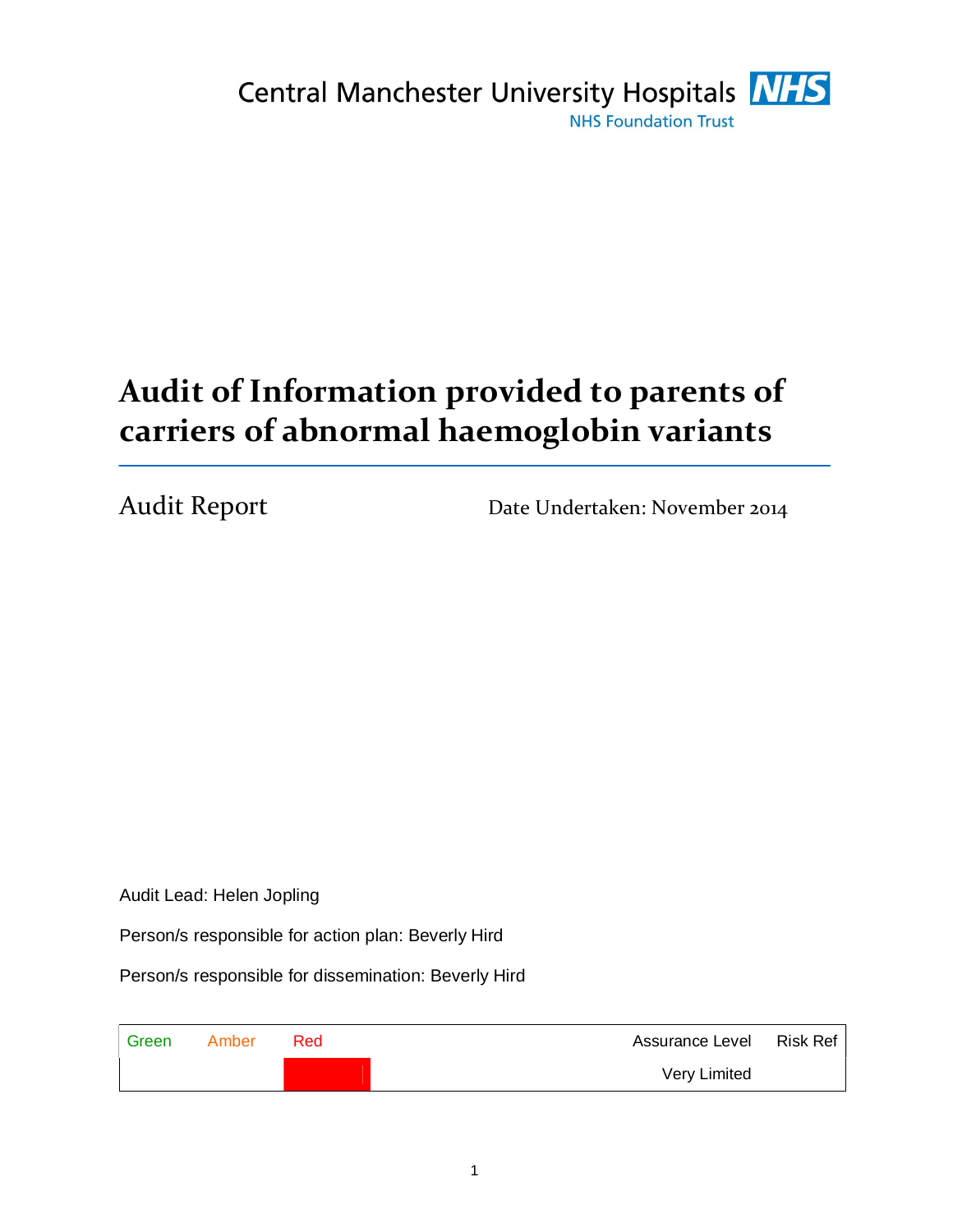Central Manchester University Hospitals NHS

NHS Foundation Trust

# Audit of Information provided to parents of carriers of abnormal haemoglobin variants

Audit Report

Date Undertaken: November 2014

Audit Lead: Helen Jopling

Person/s responsible for action plan: Beverly Hird

Person/s responsible for dissemination: Beverly Hird

| Green | Amber | Red | Assurance Level | Risk Ref |
|---|---|---|---|---|
| | | | Very Limited | |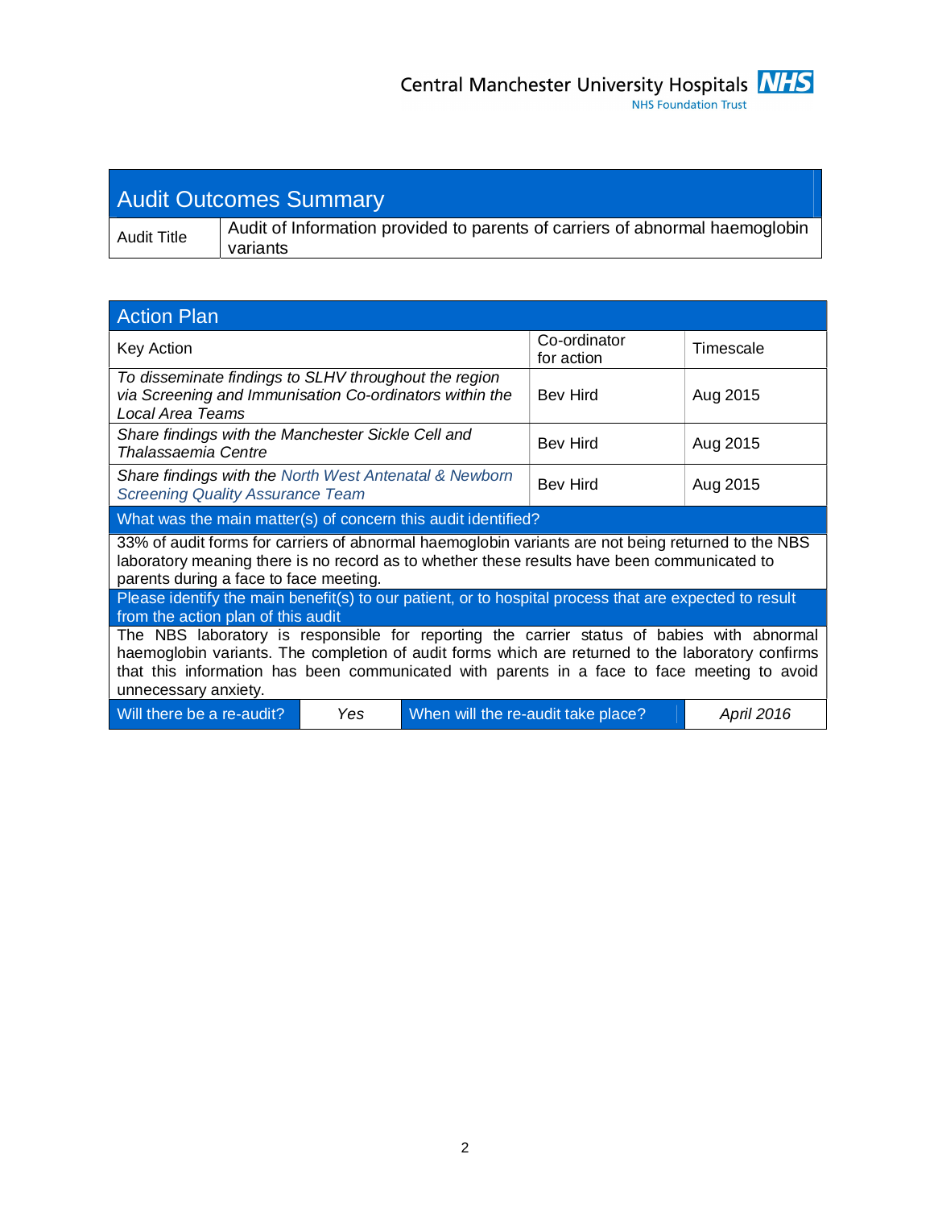## Audit Outcomes Summary

| | |
|---|---|
| Audit Title | Audit of Information provided to parents of carriers of abnormal haemoglobin variants |

## Action Plan

| Key Action | Co-ordinator for action | Timescale |
|---|---|---|
| *To disseminate findings to SLHV throughout the region via Screening and Immunisation Co-ordinators within the Local Area Teams* | Bev Hird | Aug 2015 |
| *Share findings with the Manchester Sickle Cell and Thalassaemia Centre* | Bev Hird | Aug 2015 |
| *Share findings with the North West Antenatal & Newborn Screening Quality Assurance Team* | Bev Hird | Aug 2015 |

**What was the main matter(s) of concern this audit identified?**

33% of audit forms for carriers of abnormal haemoglobin variants are not being returned to the NBS laboratory meaning there is no record as to whether these results have been communicated to parents during a face to face meeting.

**Please identify the main benefit(s) to our patient, or to hospital process that are expected to result from the action plan of this audit**

The NBS laboratory is responsible for reporting the carrier status of babies with abnormal haemoglobin variants. The completion of audit forms which are returned to the laboratory confirms that this information has been communicated with parents in a face to face meeting to avoid unnecessary anxiety.

| Will there be a re-audit? | *Yes* | When will the re-audit take place? | *April 2016* |
|---|---|---|---|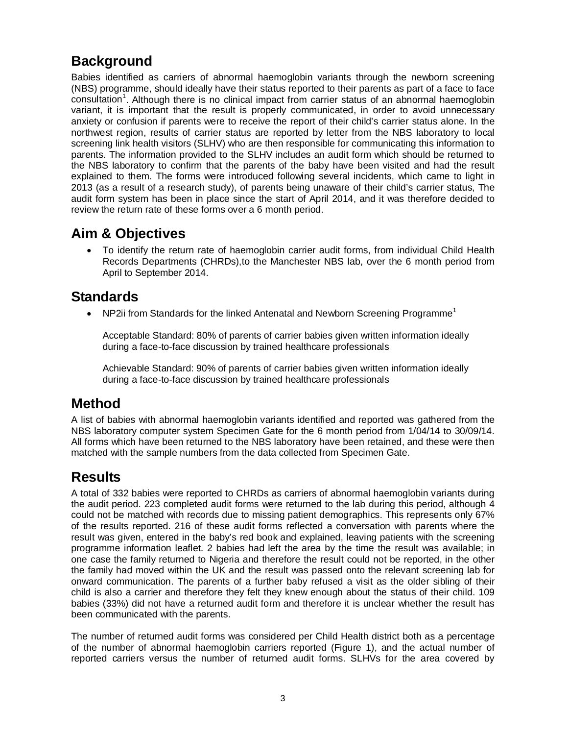## Background

Babies identified as carriers of abnormal haemoglobin variants through the newborn screening (NBS) programme, should ideally have their status reported to their parents as part of a face to face consultation[1]. Although there is no clinical impact from carrier status of an abnormal haemoglobin variant, it is important that the result is properly communicated, in order to avoid unnecessary anxiety or confusion if parents were to receive the report of their child's carrier status alone. In the northwest region, results of carrier status are reported by letter from the NBS laboratory to local screening link health visitors (SLHV) who are then responsible for communicating this information to parents. The information provided to the SLHV includes an audit form which should be returned to the NBS laboratory to confirm that the parents of the baby have been visited and had the result explained to them. The forms were introduced following several incidents, which came to light in 2013 (as a result of a research study), of parents being unaware of their child's carrier status, The audit form system has been in place since the start of April 2014, and it was therefore decided to review the return rate of these forms over a 6 month period.

## Aim & Objectives

- To identify the return rate of haemoglobin carrier audit forms, from individual Child Health Records Departments (CHRDs),to the Manchester NBS lab, over the 6 month period from April to September 2014.

## Standards

- NP2ii from Standards for the linked Antenatal and Newborn Screening Programme[1]

  Acceptable Standard: 80% of parents of carrier babies given written information ideally during a face-to-face discussion by trained healthcare professionals

  Achievable Standard: 90% of parents of carrier babies given written information ideally during a face-to-face discussion by trained healthcare professionals

## Method

A list of babies with abnormal haemoglobin variants identified and reported was gathered from the NBS laboratory computer system Specimen Gate for the 6 month period from 1/04/14 to 30/09/14. All forms which have been returned to the NBS laboratory have been retained, and these were then matched with the sample numbers from the data collected from Specimen Gate.

## Results

A total of 332 babies were reported to CHRDs as carriers of abnormal haemoglobin variants during the audit period. 223 completed audit forms were returned to the lab during this period, although 4 could not be matched with records due to missing patient demographics. This represents only 67% of the results reported. 216 of these audit forms reflected a conversation with parents where the result was given, entered in the baby's red book and explained, leaving patients with the screening programme information leaflet. 2 babies had left the area by the time the result was available; in one case the family returned to Nigeria and therefore the result could not be reported, in the other the family had moved within the UK and the result was passed onto the relevant screening lab for onward communication. The parents of a further baby refused a visit as the older sibling of their child is also a carrier and therefore they felt they knew enough about the status of their child. 109 babies (33%) did not have a returned audit form and therefore it is unclear whether the result has been communicated with the parents.

The number of returned audit forms was considered per Child Health district both as a percentage of the number of abnormal haemoglobin carriers reported (Figure 1), and the actual number of reported carriers versus the number of returned audit forms. SLHVs for the area covered by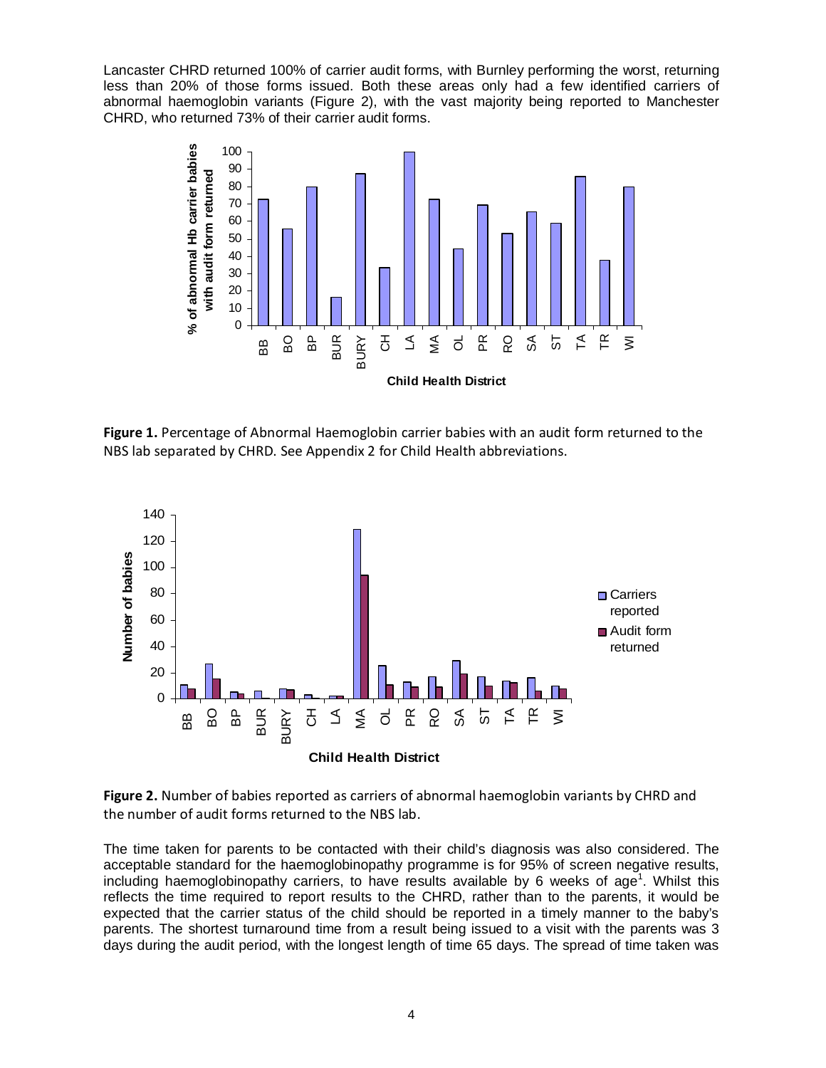Lancaster CHRD returned 100% of carrier audit forms, with Burnley performing the worst, returning less than 20% of those forms issued. Both these areas only had a few identified carriers of abnormal haemoglobin variants (Figure 2), with the vast majority being reported to Manchester CHRD, who returned 73% of their carrier audit forms.

% of abnormal Hb carrier babies with audit form returned

100
90
80
70
60
50
40
30
20
10
0

BB BO BP BUR BURY CH LA MA OL PR RO SA ST TA TR WI

Child Health District

**Figure 1.** Percentage of Abnormal Haemoglobin carrier babies with an audit form returned to the NBS lab separated by CHRD. See Appendix 2 for Child Health abbreviations.

Number of babies

140
120
100
80
60
40
20
0

BB BO BP BUR BURY CH LA MA OL PR RO SA ST TA TR WI

Child Health District

Carriers reported
Audit form returned

**Figure 2.** Number of babies reported as carriers of abnormal haemoglobin variants by CHRD and the number of audit forms returned to the NBS lab.

The time taken for parents to be contacted with their child's diagnosis was also considered. The acceptable standard for the haemoglobinopathy programme is for 95% of screen negative results, including haemoglobinopathy carriers, to have results available by 6 weeks of age[1]. Whilst this reflects the time required to report results to the CHRD, rather than to the parents, it would be expected that the carrier status of the child should be reported in a timely manner to the baby's parents. The shortest turnaround time from a result being issued to a visit with the parents was 3 days during the audit period, with the longest length of time 65 days. The spread of time taken was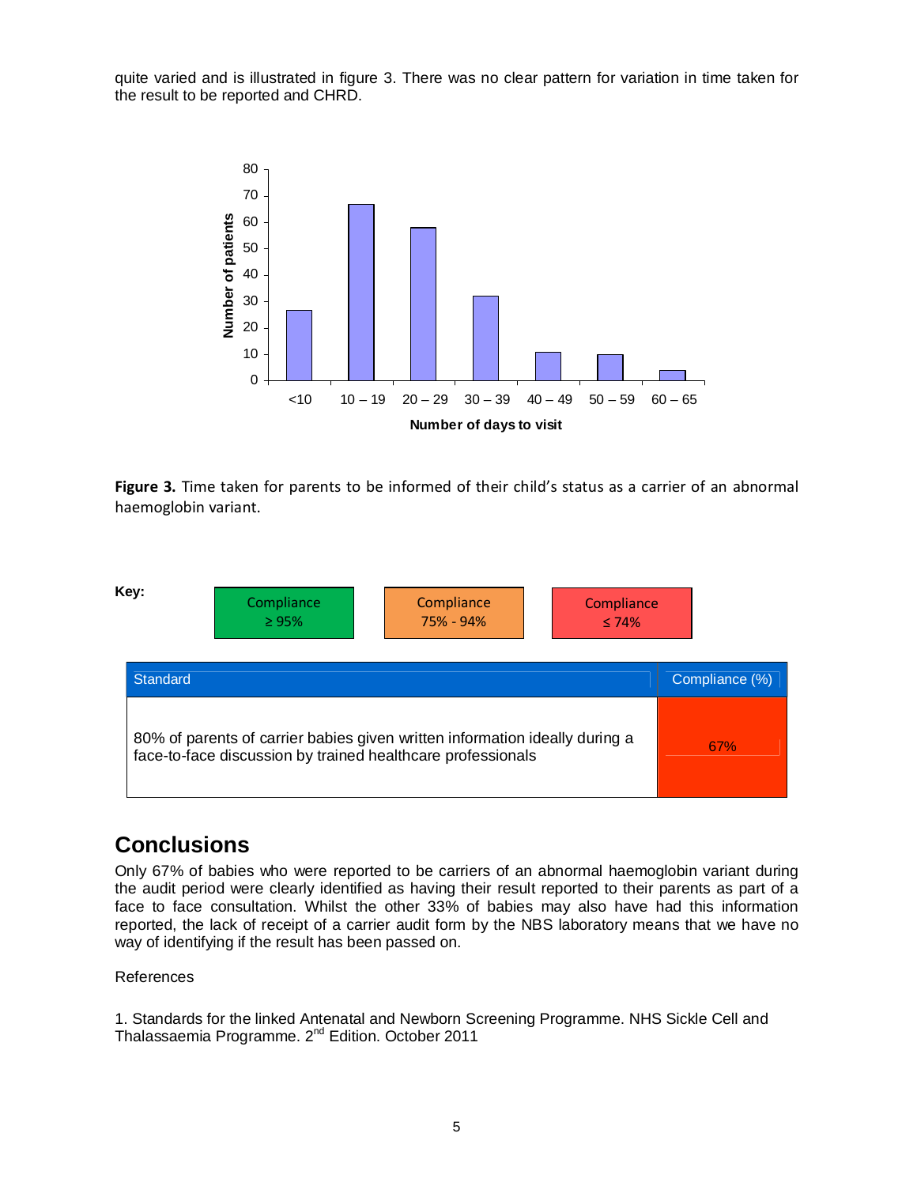quite varied and is illustrated in figure 3. There was no clear pattern for variation in time taken for the result to be reported and CHRD.

Number of patients

80
70
60
50
40
30
20
10
0

<10
10 – 19
20 – 29
30 – 39
40 – 49
50 – 59
60 – 65

Number of days to visit

**Figure 3.** Time taken for parents to be informed of their child's status as a carrier of an abnormal haemoglobin variant.

**Key:**

| | | |
|---|---|---|
| Compliance ≥ 95% | Compliance 75% - 94% | Compliance ≤ 74% |

| Standard | Compliance (%) |
|---|---|
| 80% of parents of carrier babies given written information ideally during a face-to-face discussion by trained healthcare professionals | 67% |

## Conclusions

Only 67% of babies who were reported to be carriers of an abnormal haemoglobin variant during the audit period were clearly identified as having their result reported to their parents as part of a face to face consultation. Whilst the other 33% of babies may also have had this information reported, the lack of receipt of a carrier audit form by the NBS laboratory means that we have no way of identifying if the result has been passed on.

References

1. Standards for the linked Antenatal and Newborn Screening Programme. NHS Sickle Cell and Thalassaemia Programme. 2nd Edition. October 2011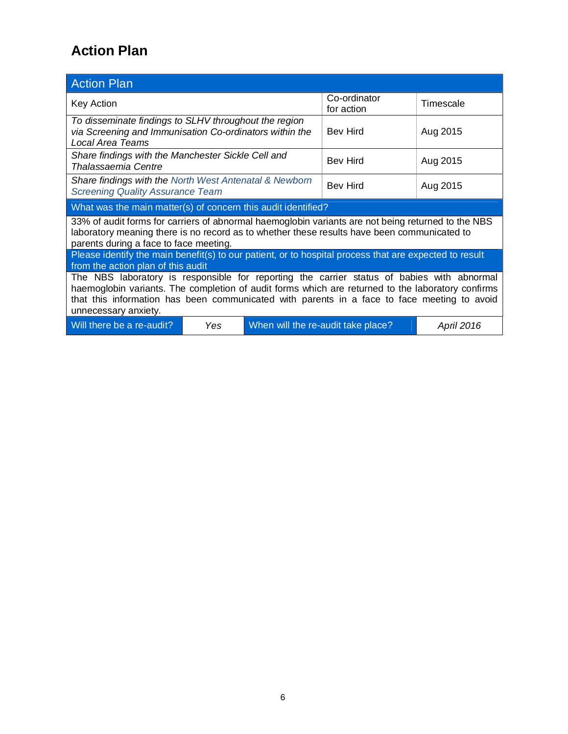# Action Plan

| Action Plan | | |
|---|---|---|
| Key Action | Co-ordinator for action | Timescale |
| *To disseminate findings to SLHV throughout the region via Screening and Immunisation Co-ordinators within the Local Area Teams* | Bev Hird | Aug 2015 |
| *Share findings with the Manchester Sickle Cell and Thalassaemia Centre* | Bev Hird | Aug 2015 |
| *Share findings with the North West Antenatal & Newborn Screening Quality Assurance Team* | Bev Hird | Aug 2015 |

**What was the main matter(s) of concern this audit identified?**

33% of audit forms for carriers of abnormal haemoglobin variants are not being returned to the NBS laboratory meaning there is no record as to whether these results have been communicated to parents during a face to face meeting.

**Please identify the main benefit(s) to our patient, or to hospital process that are expected to result from the action plan of this audit**

The NBS laboratory is responsible for reporting the carrier status of babies with abnormal haemoglobin variants. The completion of audit forms which are returned to the laboratory confirms that this information has been communicated with parents in a face to face meeting to avoid unnecessary anxiety.

| Will there be a re-audit? | *Yes* | When will the re-audit take place? | *April 2016* |
|---|---|---|---|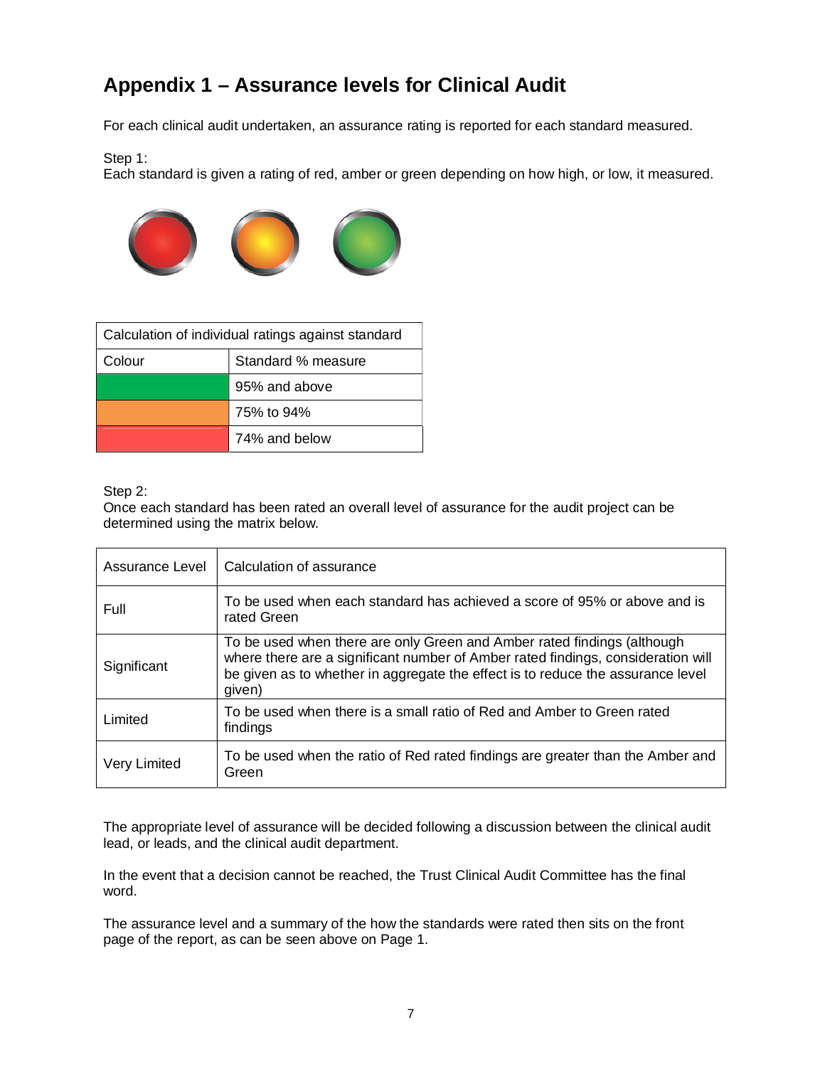# Appendix 1 – Assurance levels for Clinical Audit

For each clinical audit undertaken, an assurance rating is reported for each standard measured.

Step 1:
Each standard is given a rating of red, amber or green depending on how high, or low, it measured.

| Calculation of individual ratings against standard | |
|---|---|
| Colour | Standard % measure |
| Green | 95% and above |
| Amber | 75% to 94% |
| Red | 74% and below |

Step 2:
Once each standard has been rated an overall level of assurance for the audit project can be determined using the matrix below.

| Assurance Level | Calculation of assurance |
|---|---|
| Full | To be used when each standard has achieved a score of 95% or above and is rated Green |
| Significant | To be used when there are only Green and Amber rated findings (although where there are a significant number of Amber rated findings, consideration will be given as to whether in aggregate the effect is to reduce the assurance level given) |
| Limited | To be used when there is a small ratio of Red and Amber to Green rated findings |
| Very Limited | To be used when the ratio of Red rated findings are greater than the Amber and Green |

The appropriate level of assurance will be decided following a discussion between the clinical audit lead, or leads, and the clinical audit department.

In the event that a decision cannot be reached, the Trust Clinical Audit Committee has the final word.

The assurance level and a summary of the how the standards were rated then sits on the front page of the report, as can be seen above on Page 1.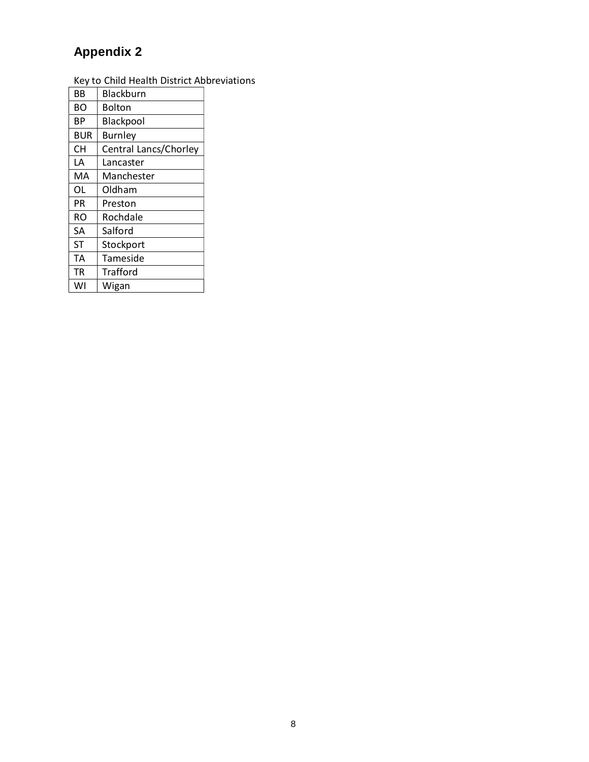## Appendix 2

Key to Child Health District Abbreviations

| | |
|---|---|
| BB | Blackburn |
| BO | Bolton |
| BP | Blackpool |
| BUR | Burnley |
| CH | Central Lancs/Chorley |
| LA | Lancaster |
| MA | Manchester |
| OL | Oldham |
| PR | Preston |
| RO | Rochdale |
| SA | Salford |
| ST | Stockport |
| TA | Tameside |
| TR | Trafford |
| WI | Wigan |